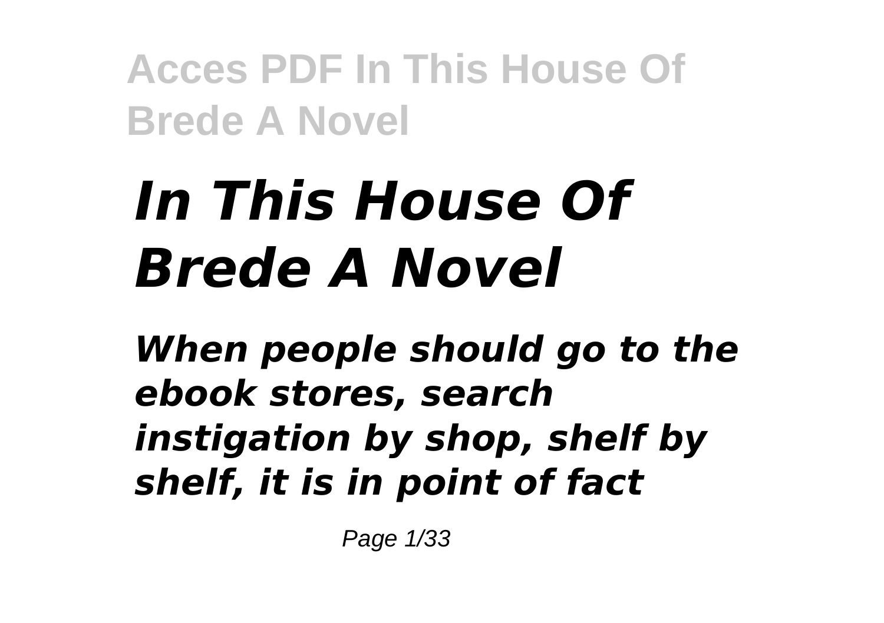# *In This House Of Brede A Novel*

***When people should go to the ebook stores, search instigation by shop, shelf by shelf, it is in point of fact***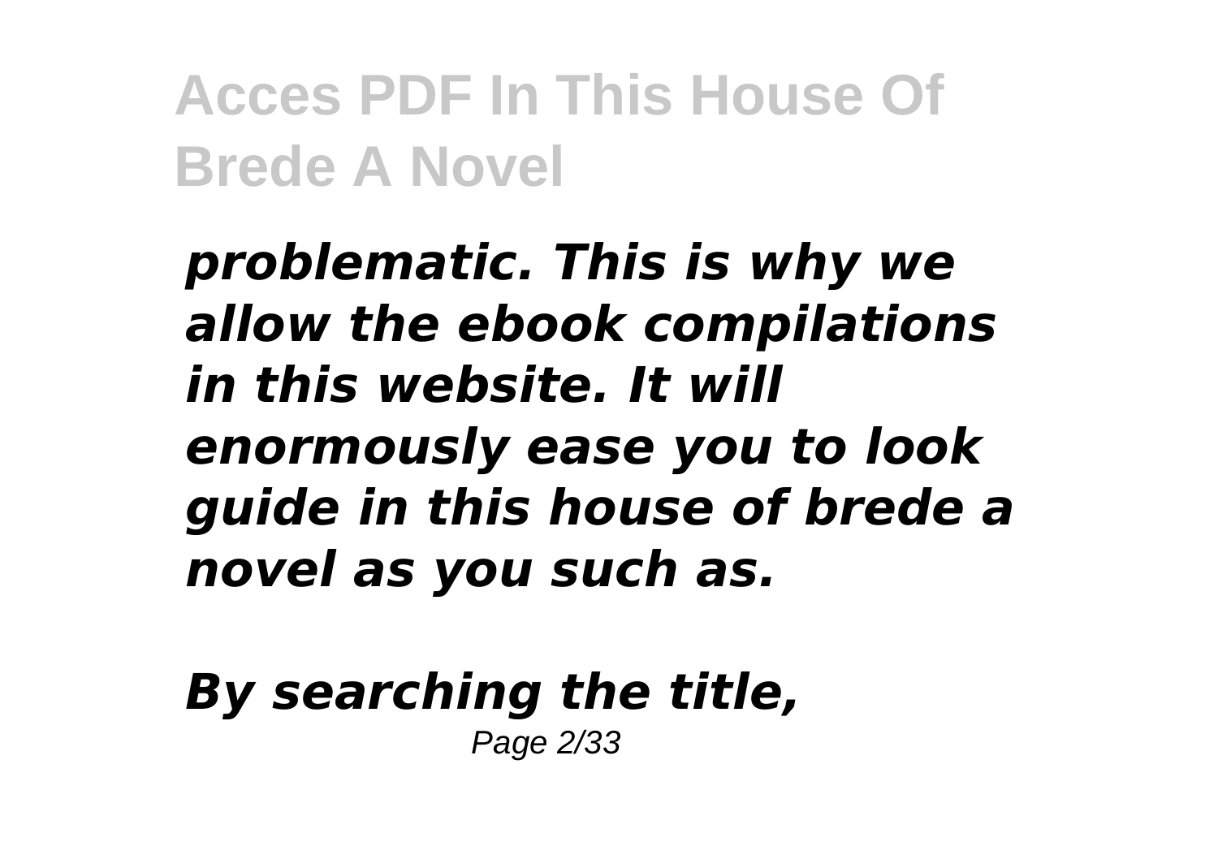***problematic. This is why we allow the ebook compilations in this website. It will enormously ease you to look guide in this house of brede a novel as you such as.***

***By searching the title,***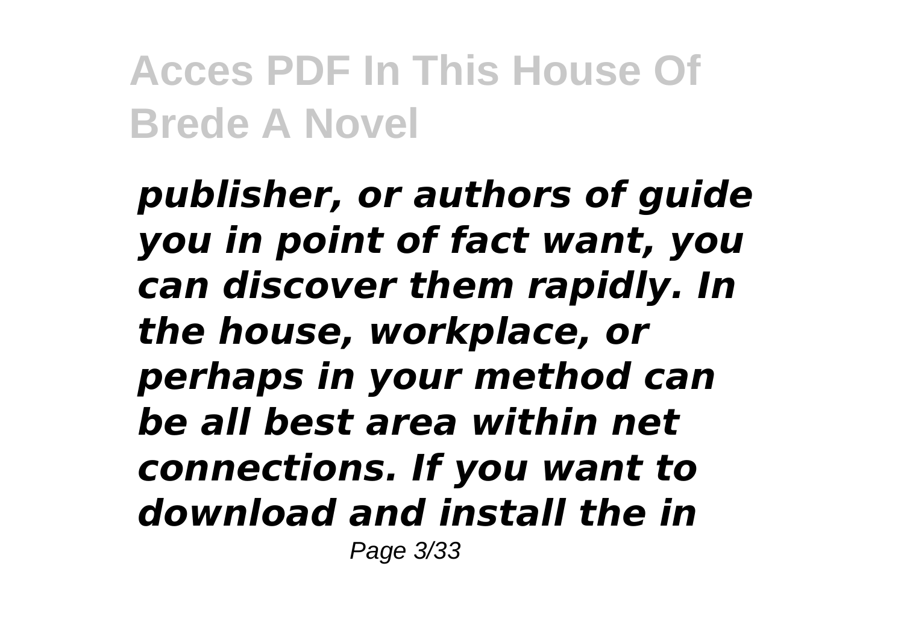***publisher, or authors of guide you in point of fact want, you can discover them rapidly. In the house, workplace, or perhaps in your method can be all best area within net connections. If you want to download and install the in***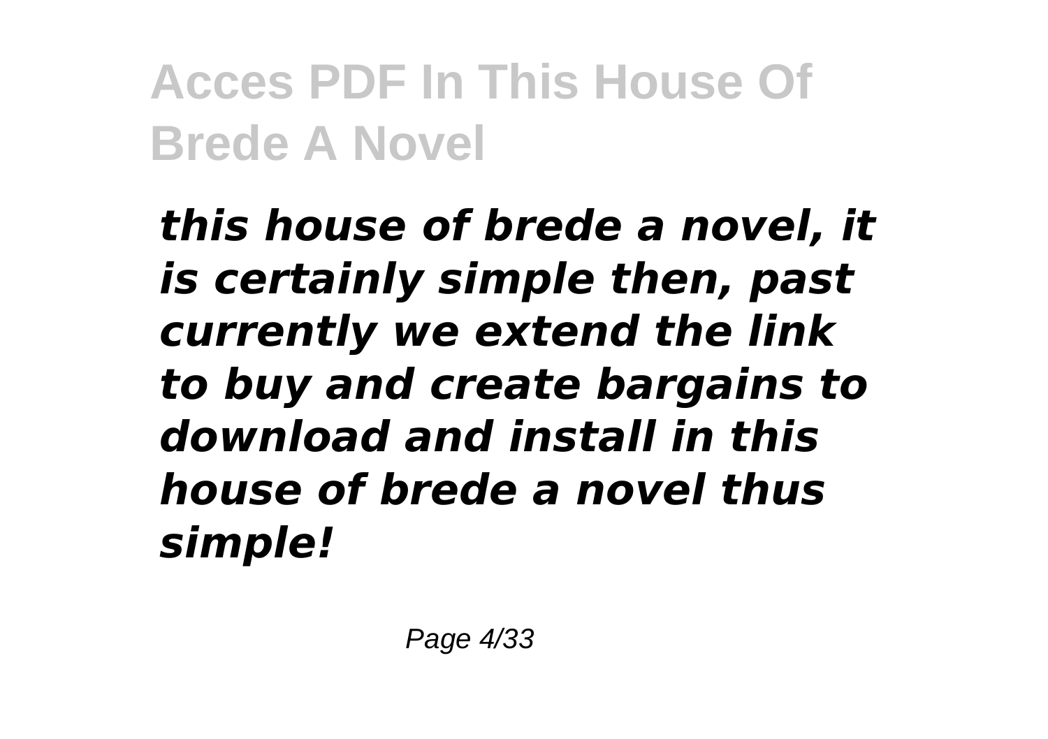***this house of brede a novel, it is certainly simple then, past currently we extend the link to buy and create bargains to download and install in this house of brede a novel thus simple!***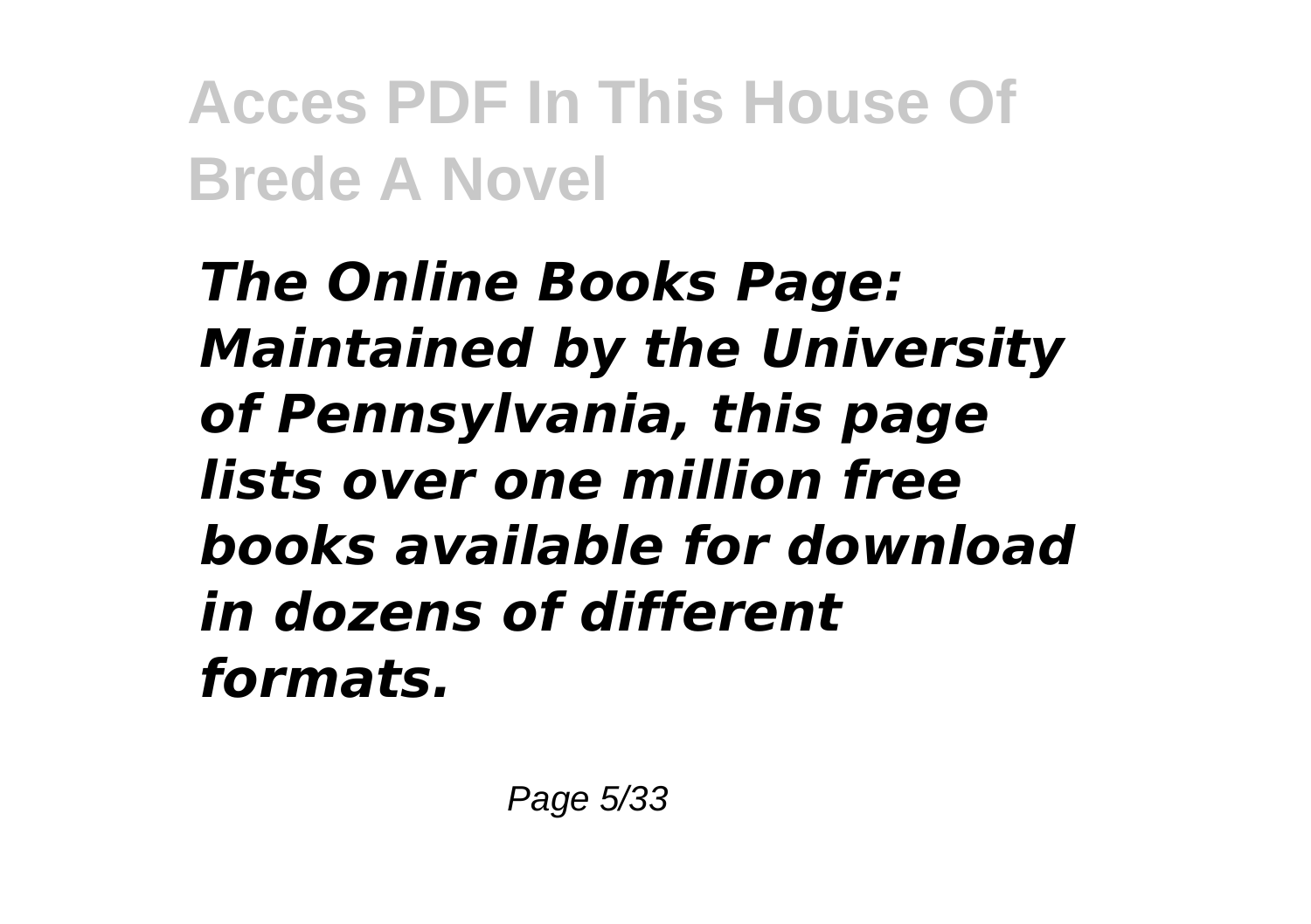***The Online Books Page: Maintained by the University of Pennsylvania, this page lists over one million free books available for download in dozens of different formats.***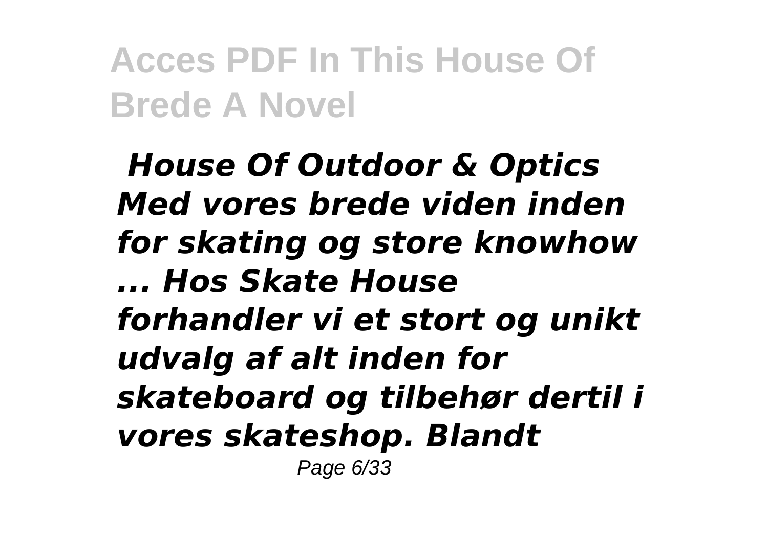*House Of Outdoor & Optics Med vores brede viden inden for skating og store knowhow ... Hos Skate House forhandler vi et stort og unikt udvalg af alt inden for skateboard og tilbehør dertil i vores skateshop. Blandt*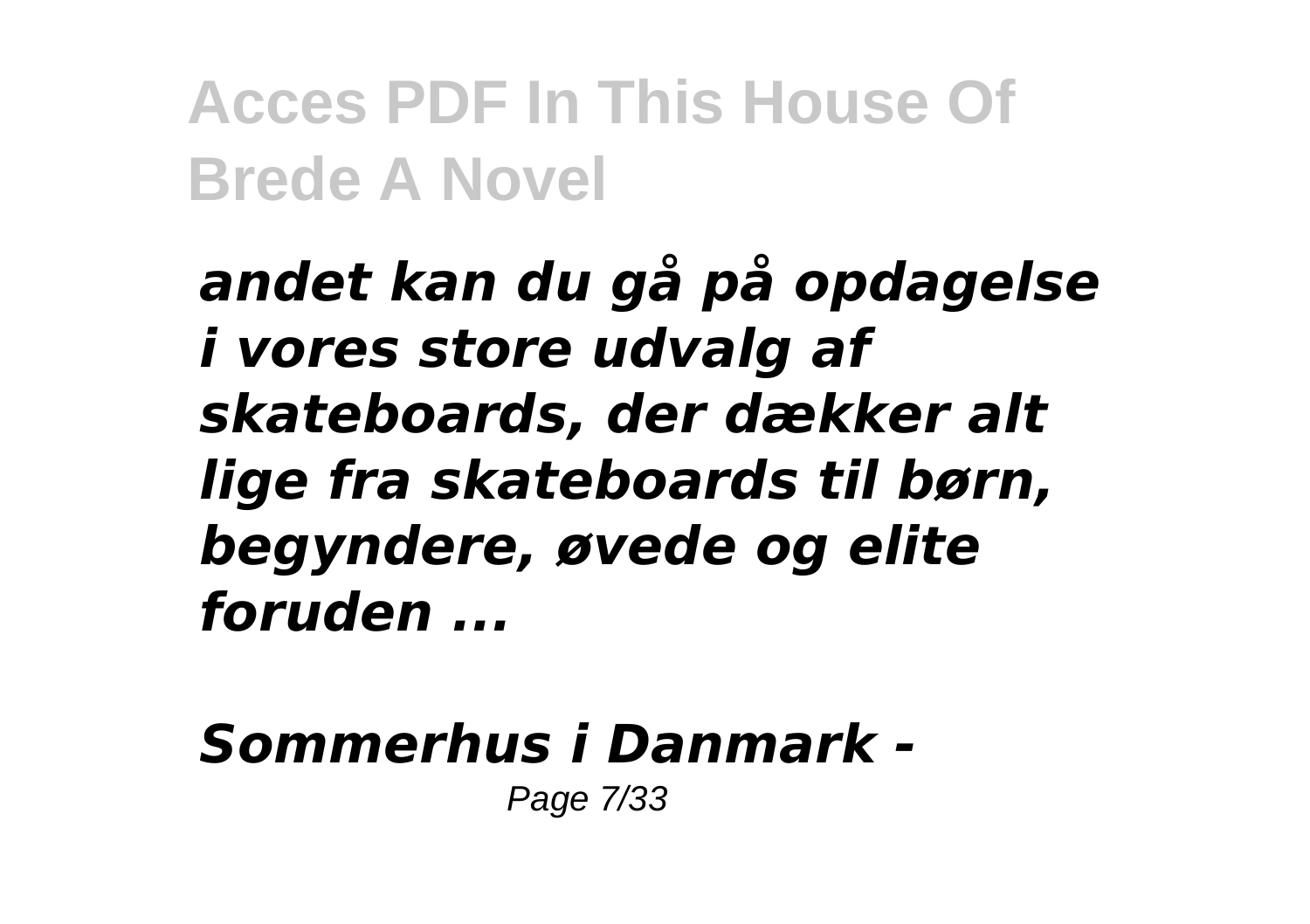***andet kan du gå på opdagelse i vores store udvalg af skateboards, der dækker alt lige fra skateboards til børn, begyndere, øvede og elite foruden ...***

***Sommerhus i Danmark -***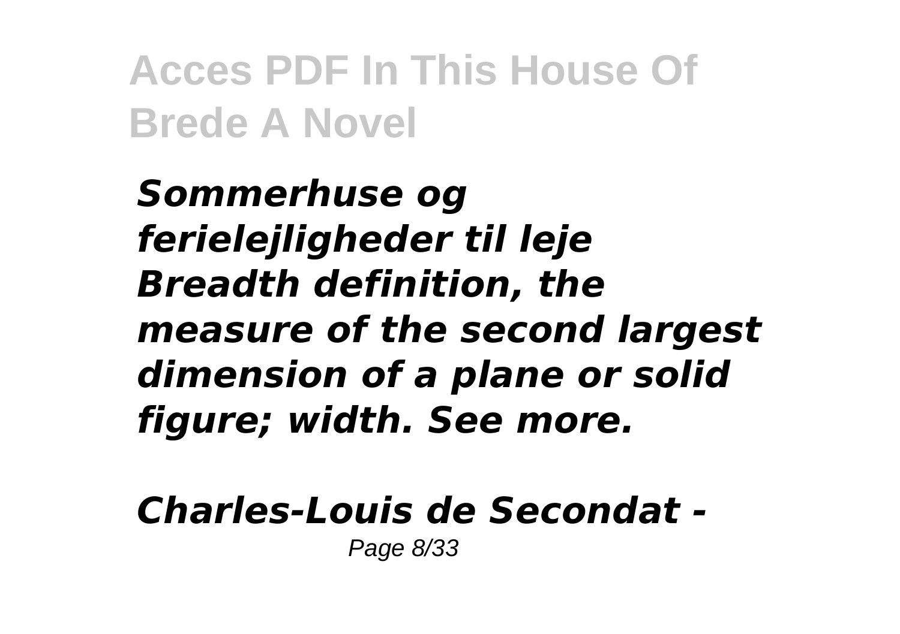*Sommerhuse og ferielejligheder til leje*

*Breadth definition, the measure of the second largest dimension of a plane or solid figure; width. See more.*

*Charles-Louis de Secondat -*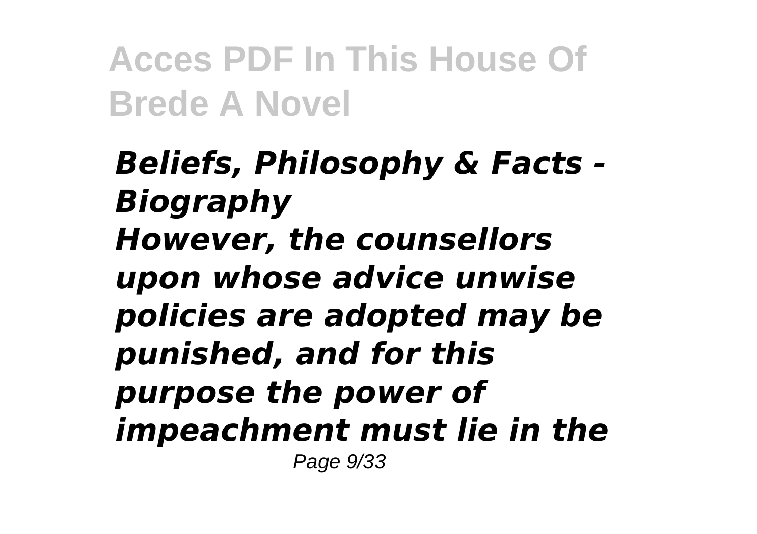*Beliefs, Philosophy & Facts - Biography*

*However, the counsellors upon whose advice unwise policies are adopted may be punished, and for this purpose the power of impeachment must lie in the*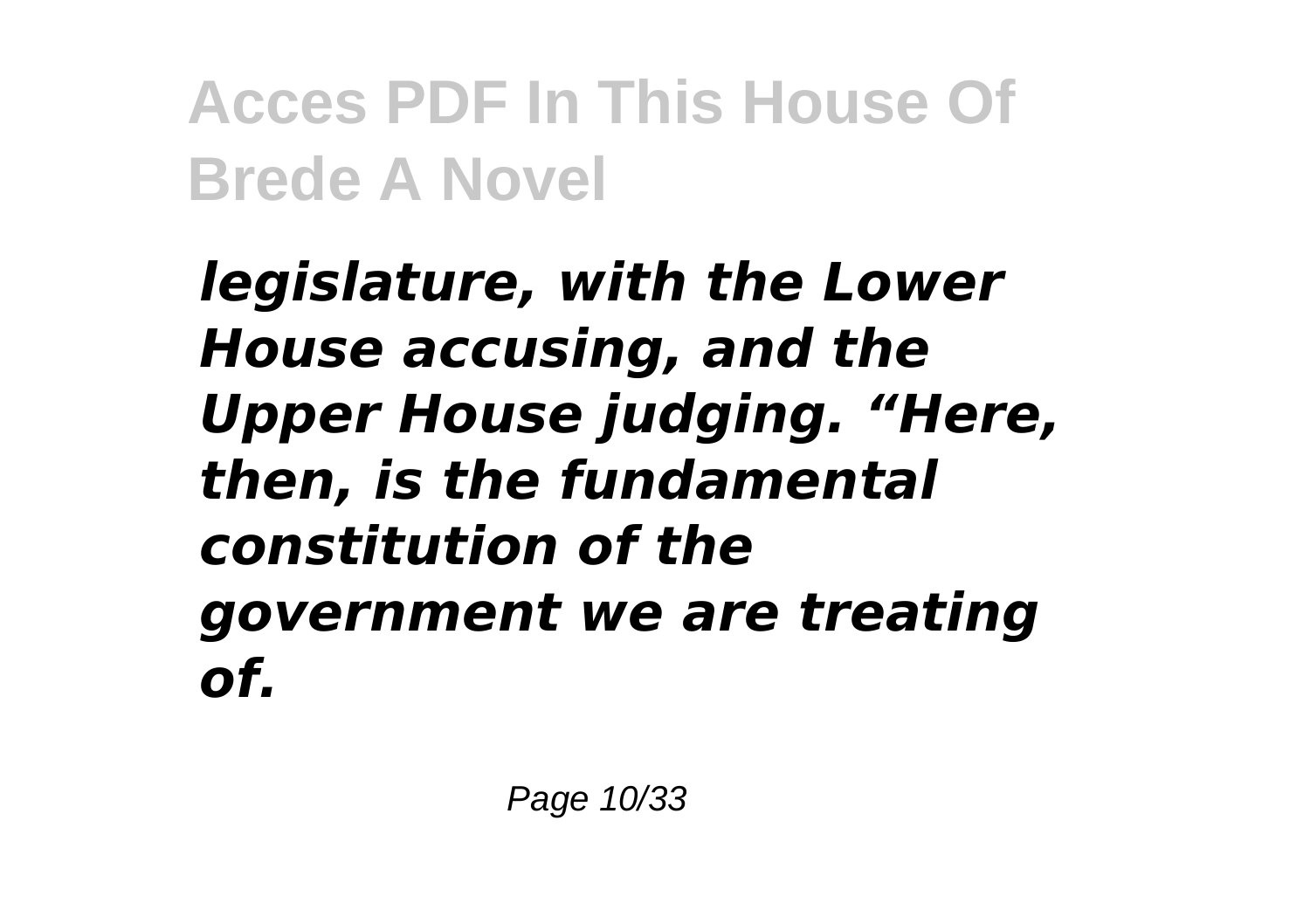***legislature, with the Lower House accusing, and the Upper House judging. “Here, then, is the fundamental constitution of the government we are treating of.***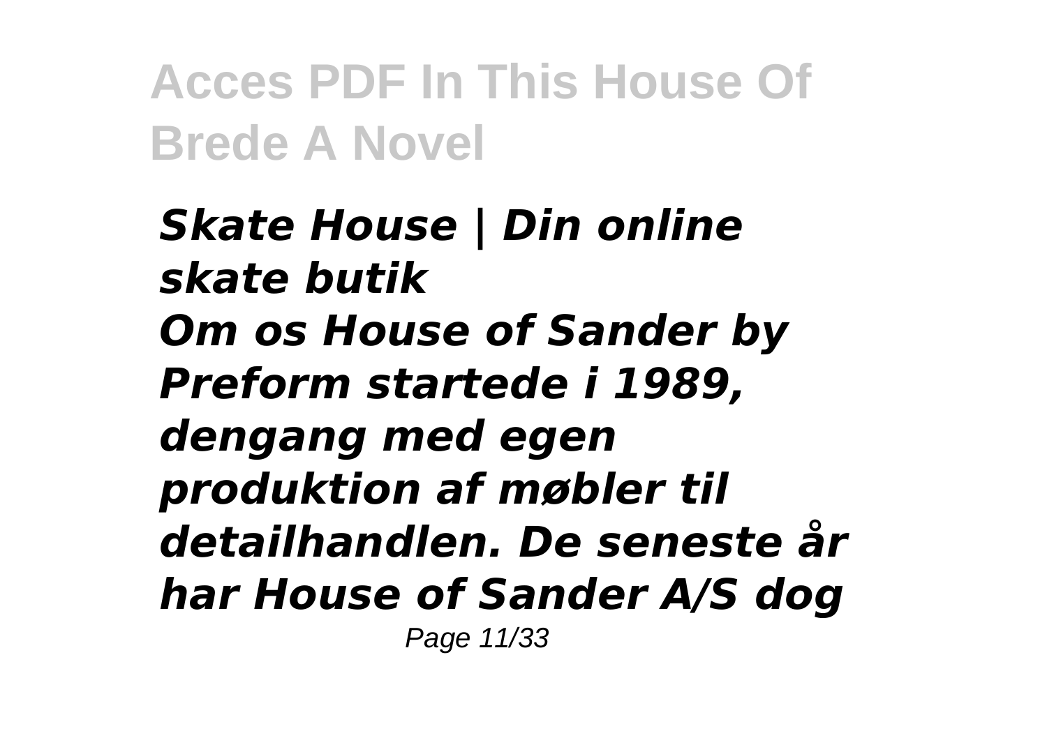***Skate House | Din online skate butik***

***Om os House of Sander by Preform startede i 1989, dengang med egen produktion af møbler til detailhandlen. De seneste år har House of Sander A/S dog***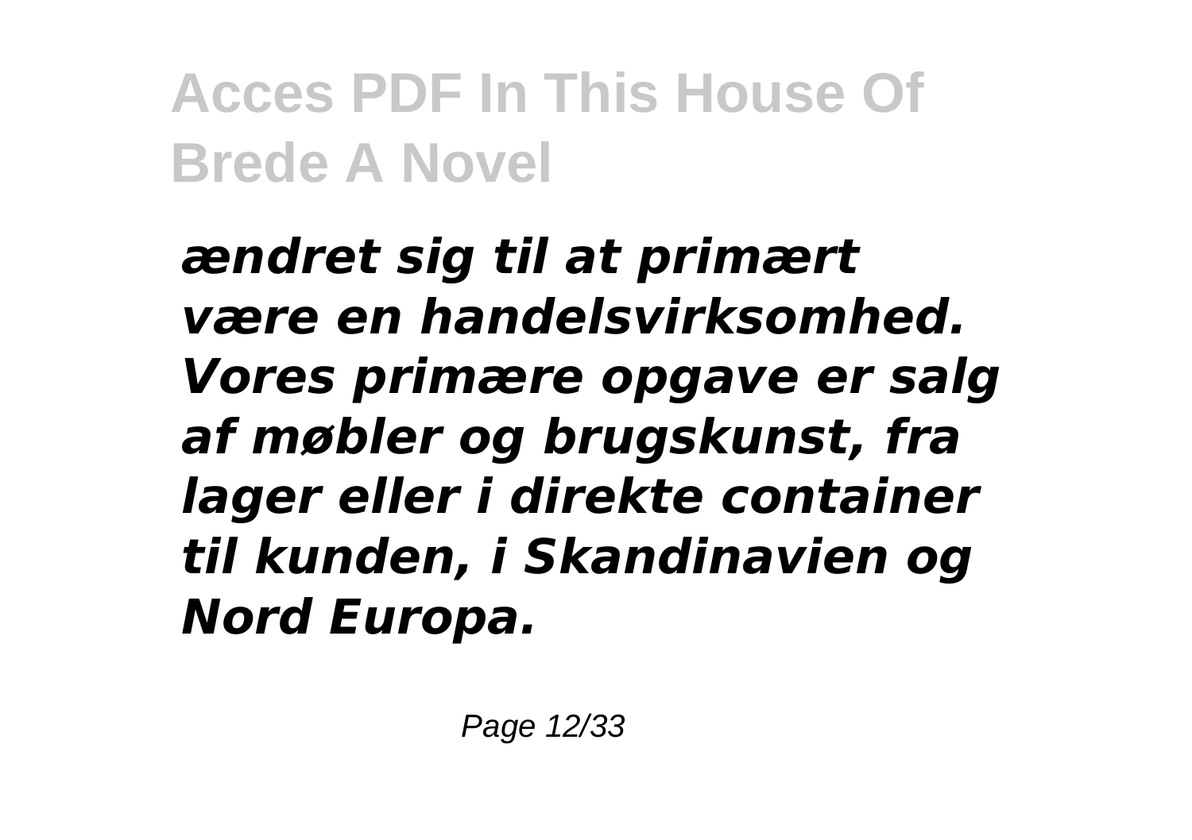*ændret sig til at primært være en handelsvirksomhed. Vores primære opgave er salg af møbler og brugskunst, fra lager eller i direkte container til kunden, i Skandinavien og Nord Europa.*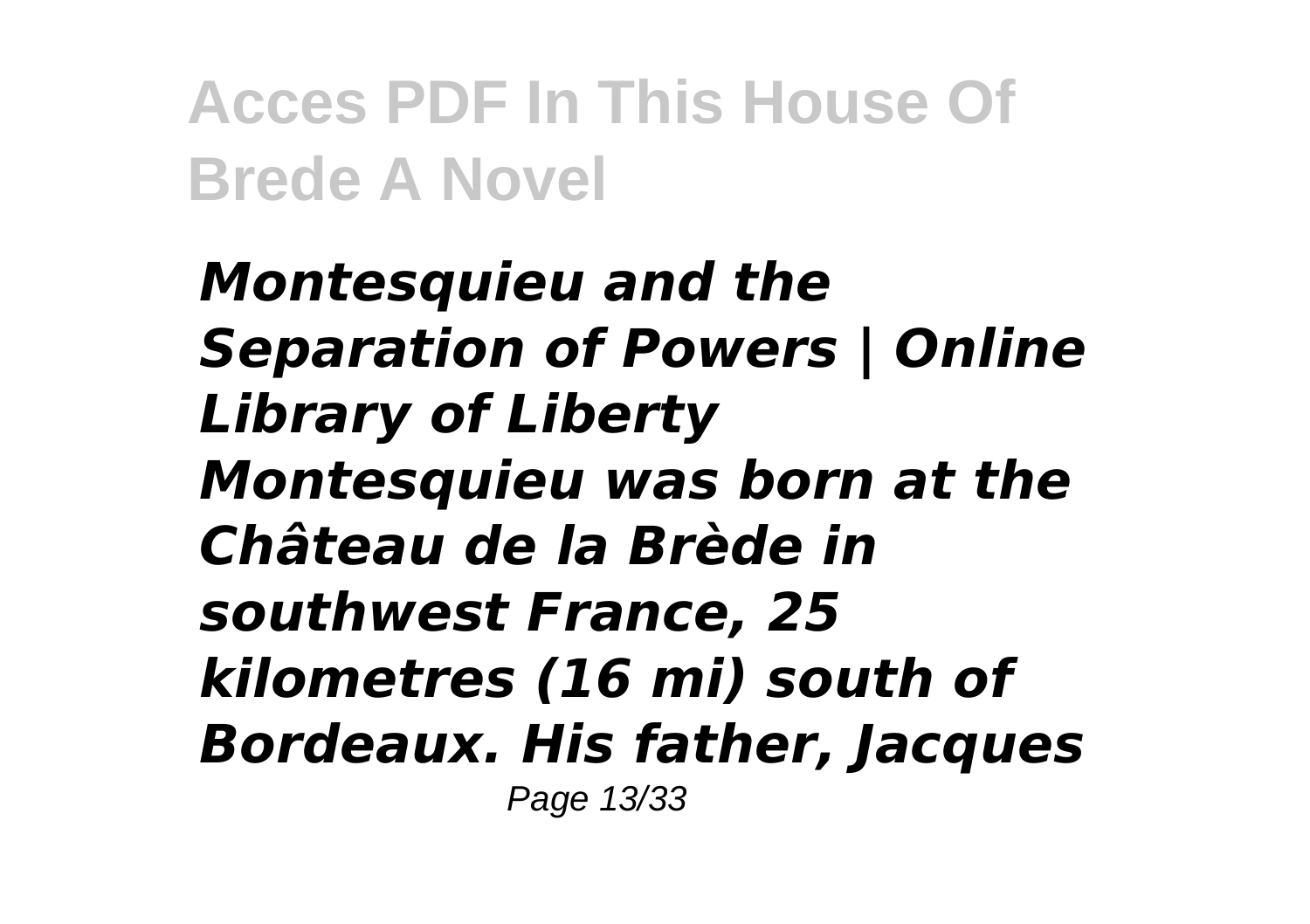*Montesquieu and the Separation of Powers | Online Library of Liberty*

*Montesquieu was born at the Château de la Brède in southwest France, 25 kilometres (16 mi) south of Bordeaux. His father, Jacques*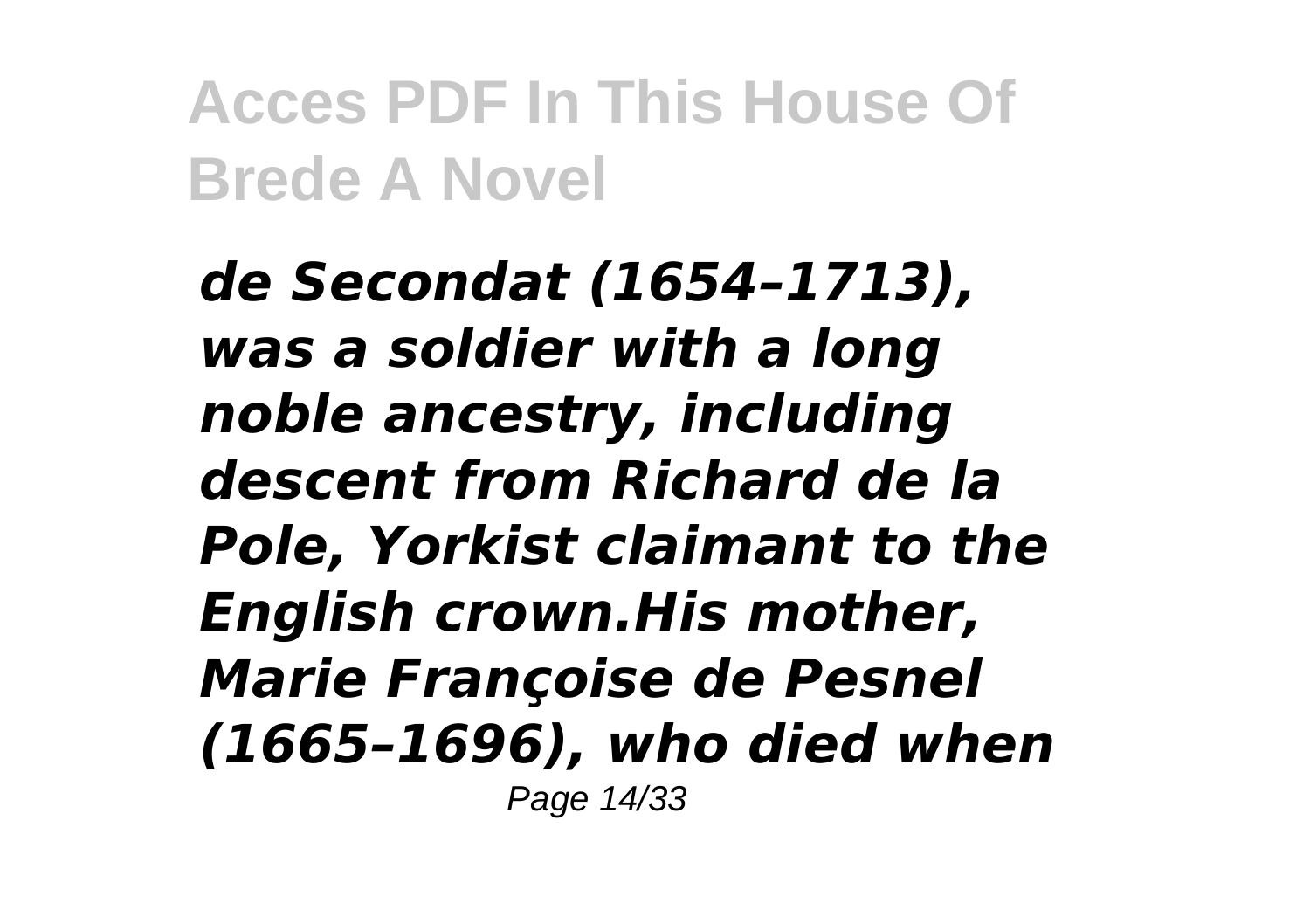*de Secondat (1654–1713), was a soldier with a long noble ancestry, including descent from Richard de la Pole, Yorkist claimant to the English crown.His mother, Marie Françoise de Pesnel (1665–1696), who died when*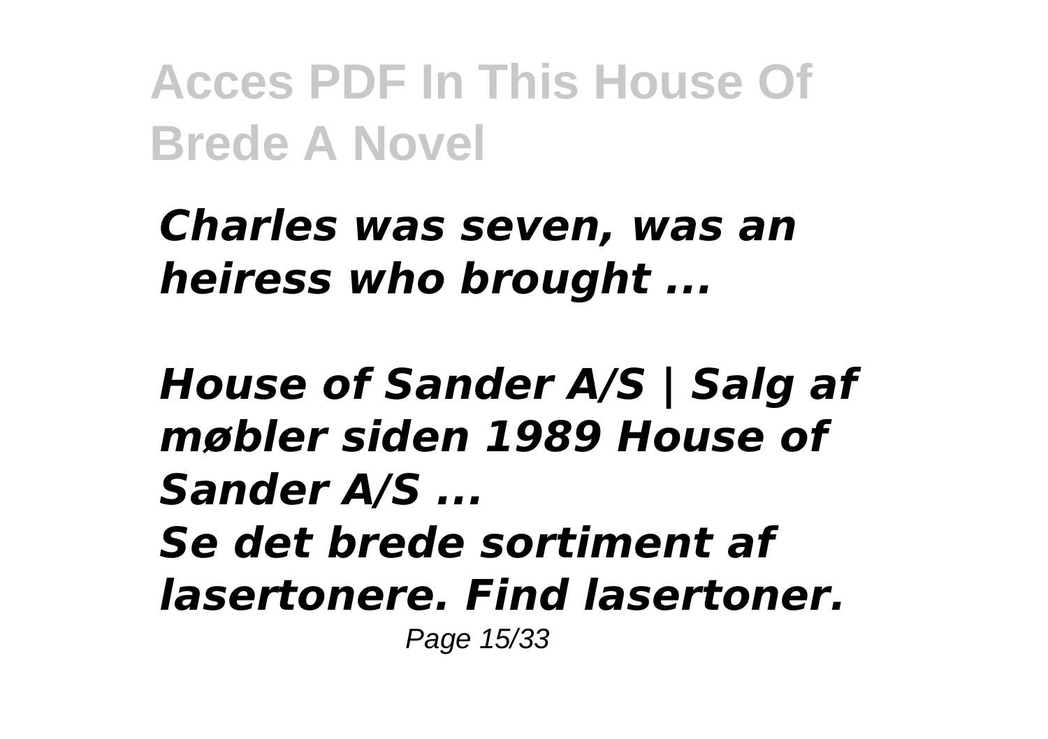*Charles was seven, was an heiress who brought ...*

*House of Sander A/S | Salg af møbler siden 1989 House of Sander A/S ...*
*Se det brede sortiment af lasertonere. Find lasertoner.*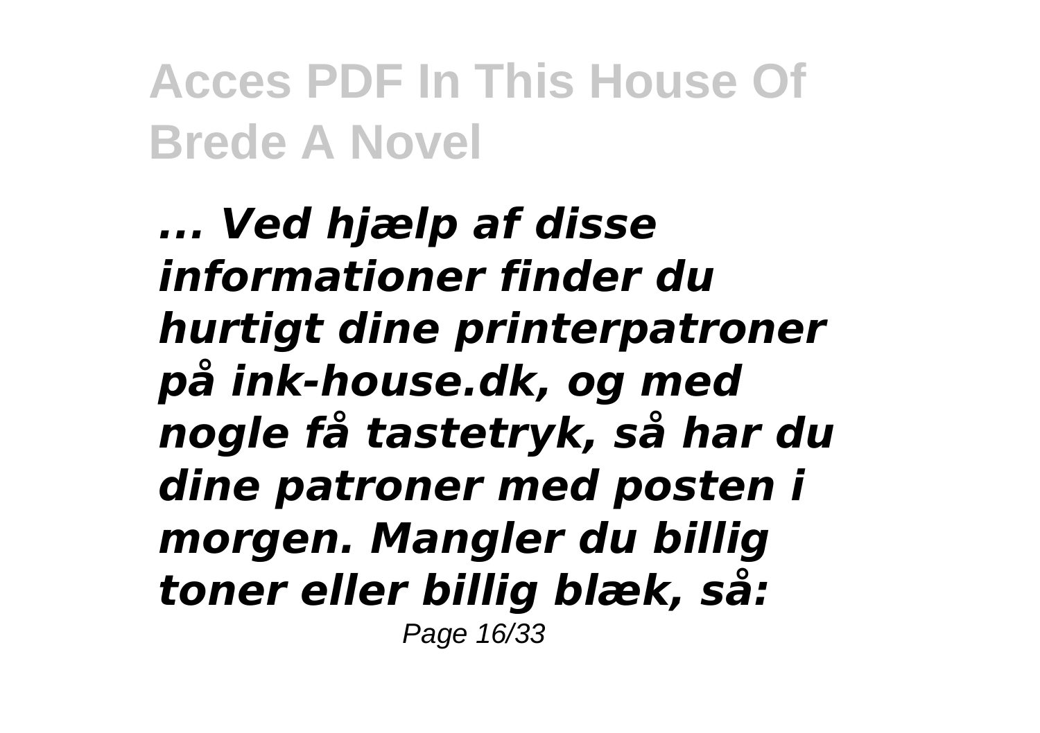***... Ved hjælp af disse informationer finder du hurtigt dine printerpatroner på ink-house.dk, og med nogle få tastetryk, så har du dine patroner med posten i morgen. Mangler du billig toner eller billig blæk, så:***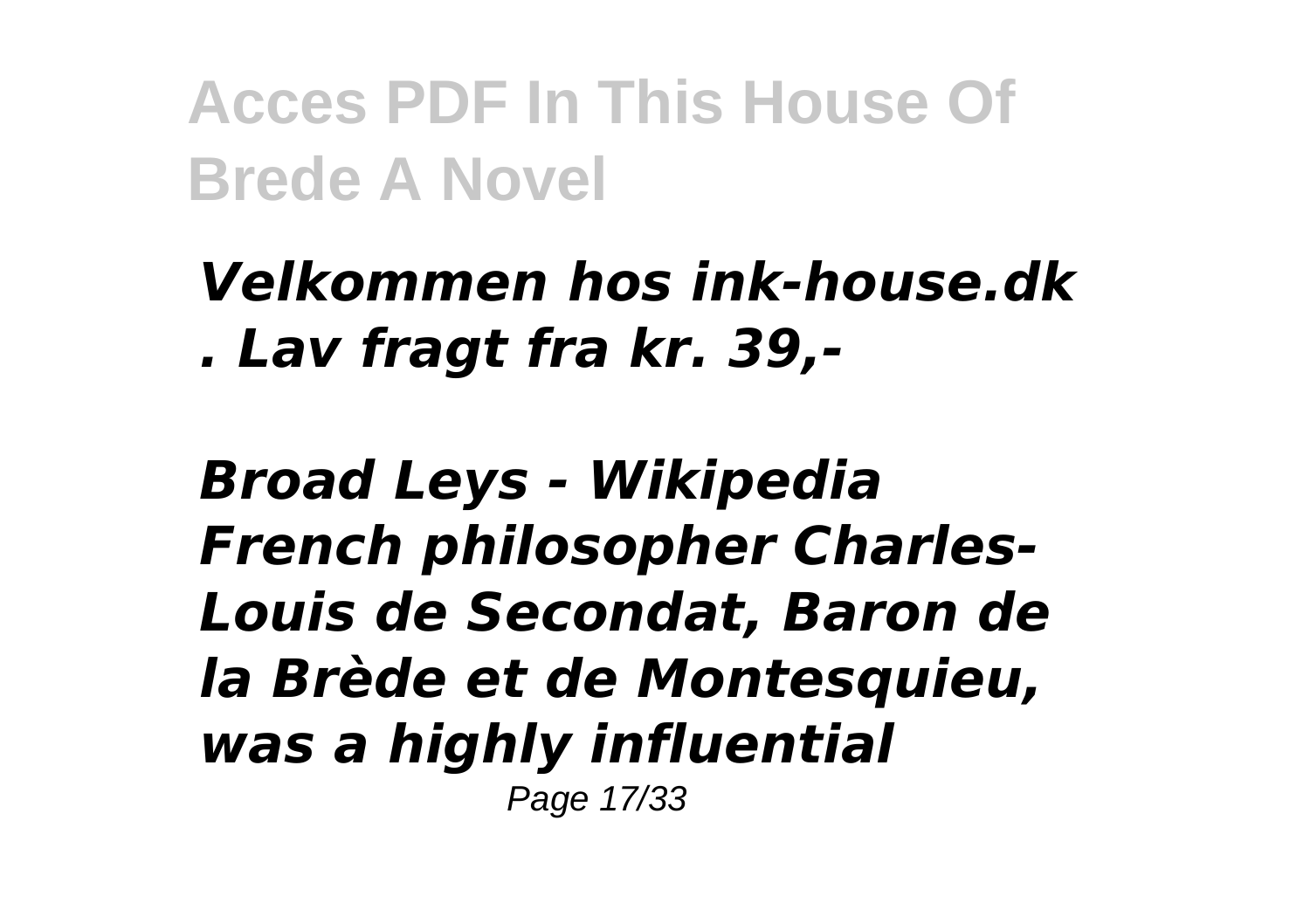*Velkommen hos ink-house.dk . Lav fragt fra kr. 39,-*

*Broad Leys - Wikipedia French philosopher Charles-Louis de Secondat, Baron de la Brède et de Montesquieu, was a highly influential*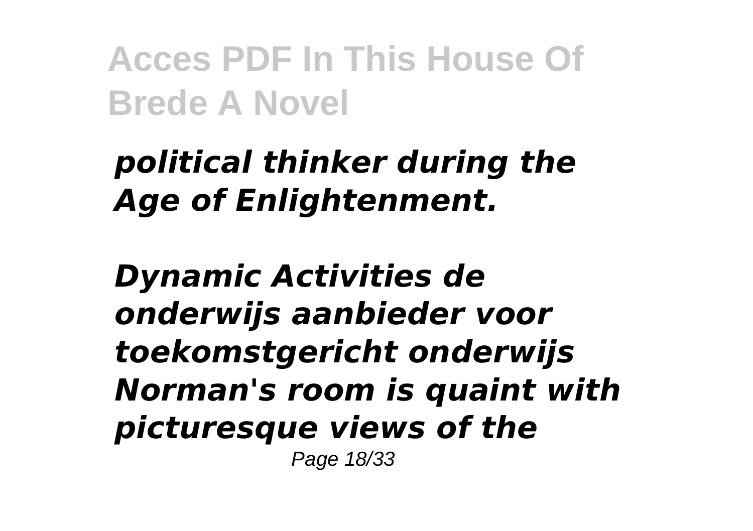*political thinker during the Age of Enlightenment.*

*Dynamic Activities de onderwijs aanbieder voor toekomstgericht onderwijs*
*Norman's room is quaint with picturesque views of the*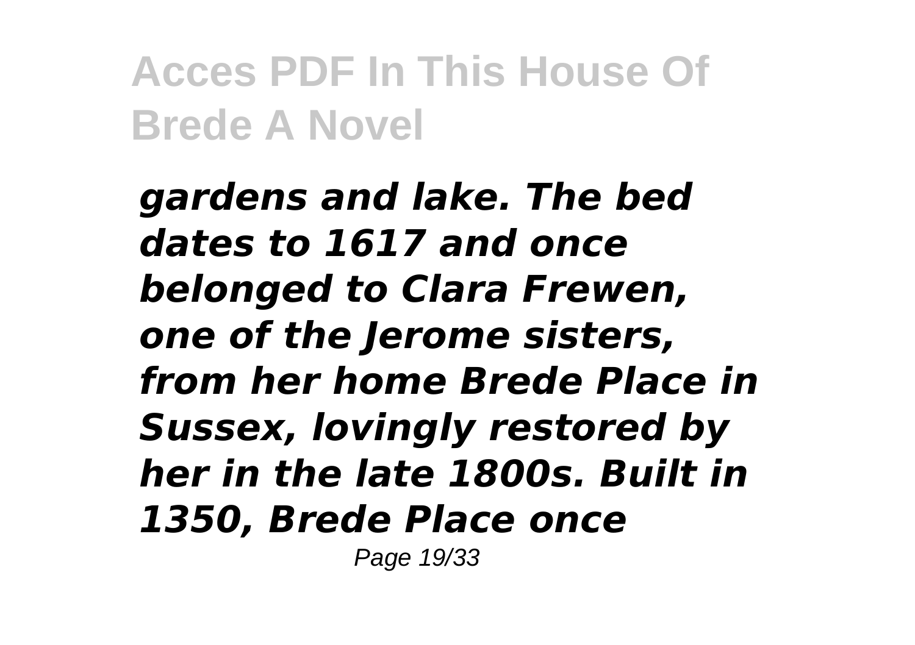*gardens and lake. The bed dates to 1617 and once belonged to Clara Frewen, one of the Jerome sisters, from her home Brede Place in Sussex, lovingly restored by her in the late 1800s. Built in 1350, Brede Place once*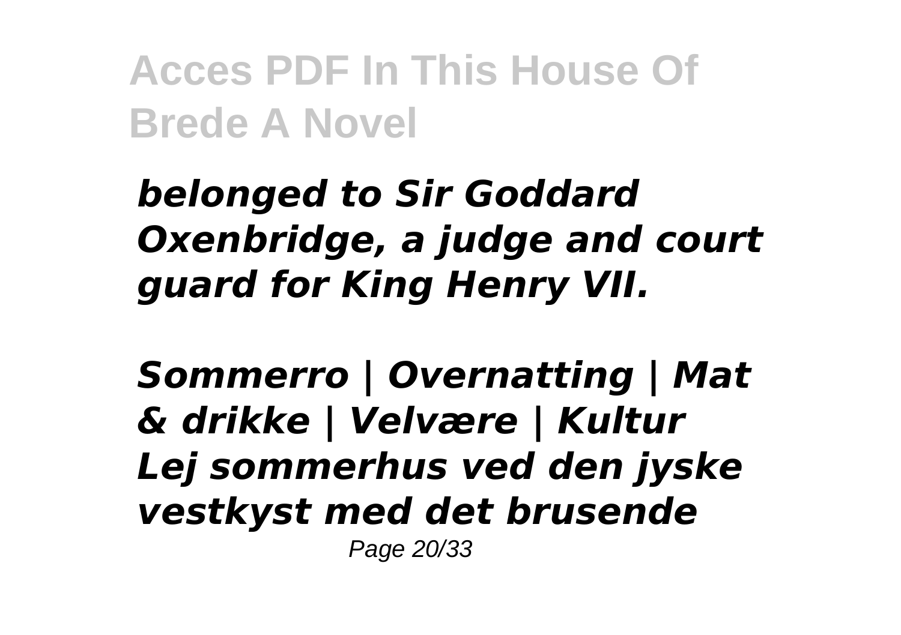*belonged to Sir Goddard Oxenbridge, a judge and court guard for King Henry VII.*

***Sommerro | Overnatting | Mat & drikke | Velvære | Kultur***

*Lej sommerhus ved den jyske vestkyst med det brusende*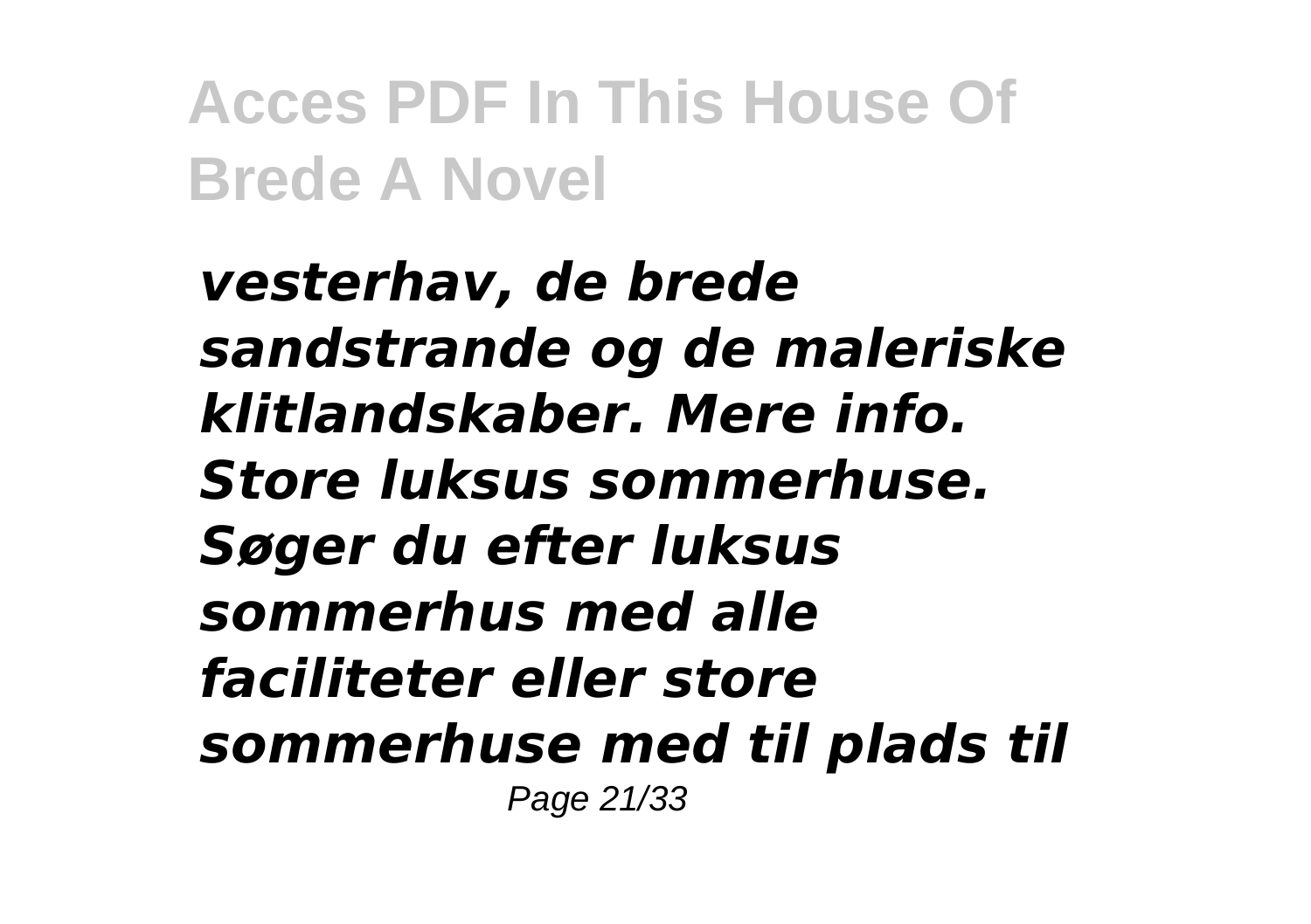*vesterhav, de brede sandstrande og de maleriske klitlandskaber. Mere info. Store luksus sommerhuse. Søger du efter luksus sommerhus med alle faciliteter eller store sommerhuse med til plads til*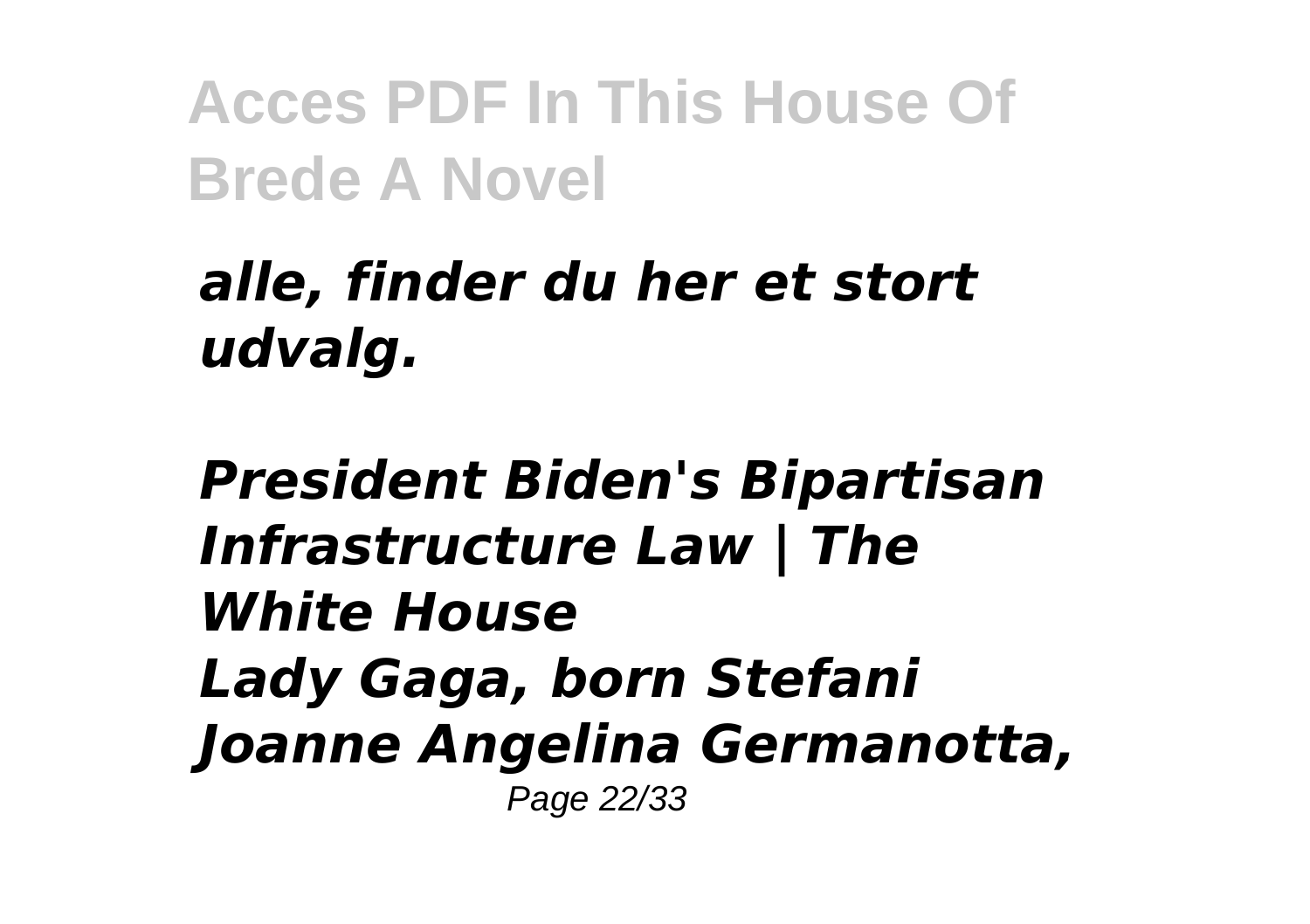*alle, finder du her et stort udvalg.*

***President Biden's Bipartisan Infrastructure Law | The White House***

***Lady Gaga, born Stefani Joanne Angelina Germanotta,***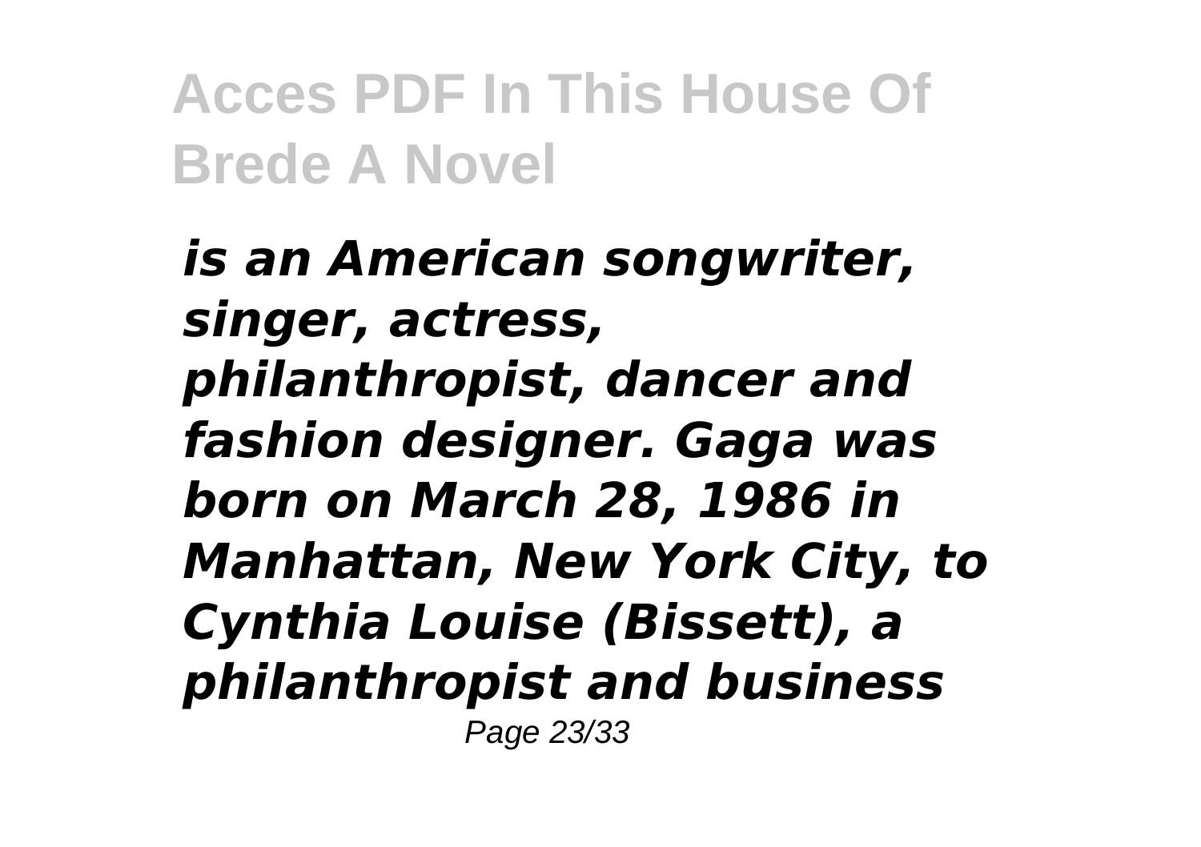*is an American songwriter, singer, actress, philanthropist, dancer and fashion designer. Gaga was born on March 28, 1986 in Manhattan, New York City, to Cynthia Louise (Bissett), a philanthropist and business*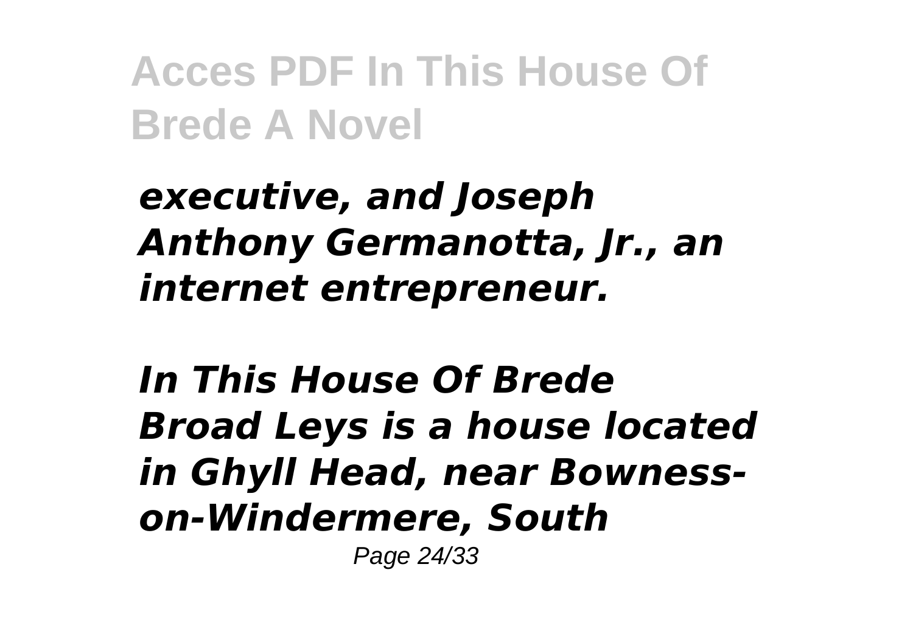*executive, and Joseph Anthony Germanotta, Jr., an internet entrepreneur.*

***In This House Of Brede***

***Broad Leys is a house located in Ghyll Head, near Bowness-on-Windermere, South***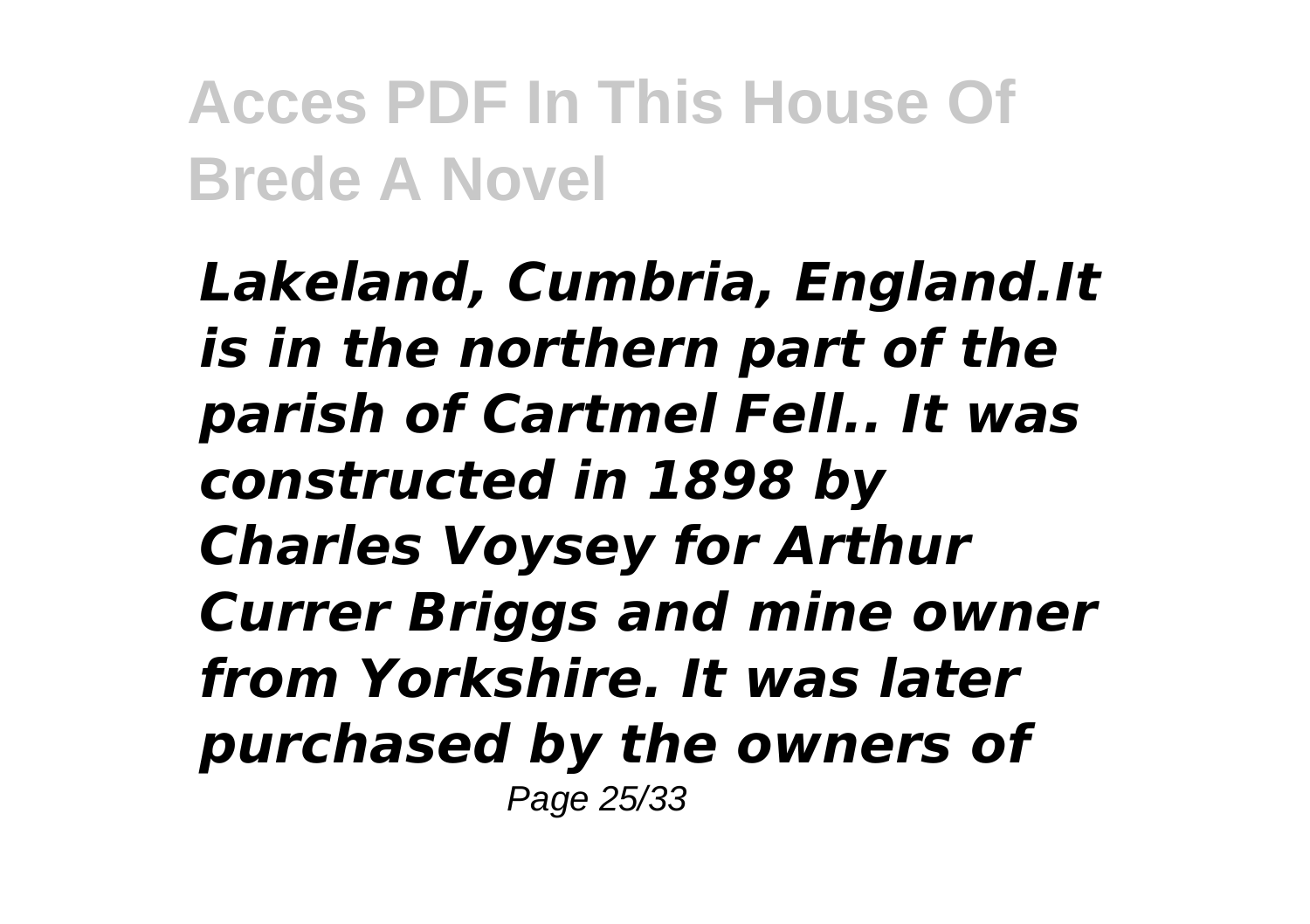*Lakeland, Cumbria, England.It is in the northern part of the parish of Cartmel Fell.. It was constructed in 1898 by Charles Voysey for Arthur Currer Briggs and mine owner from Yorkshire. It was later purchased by the owners of*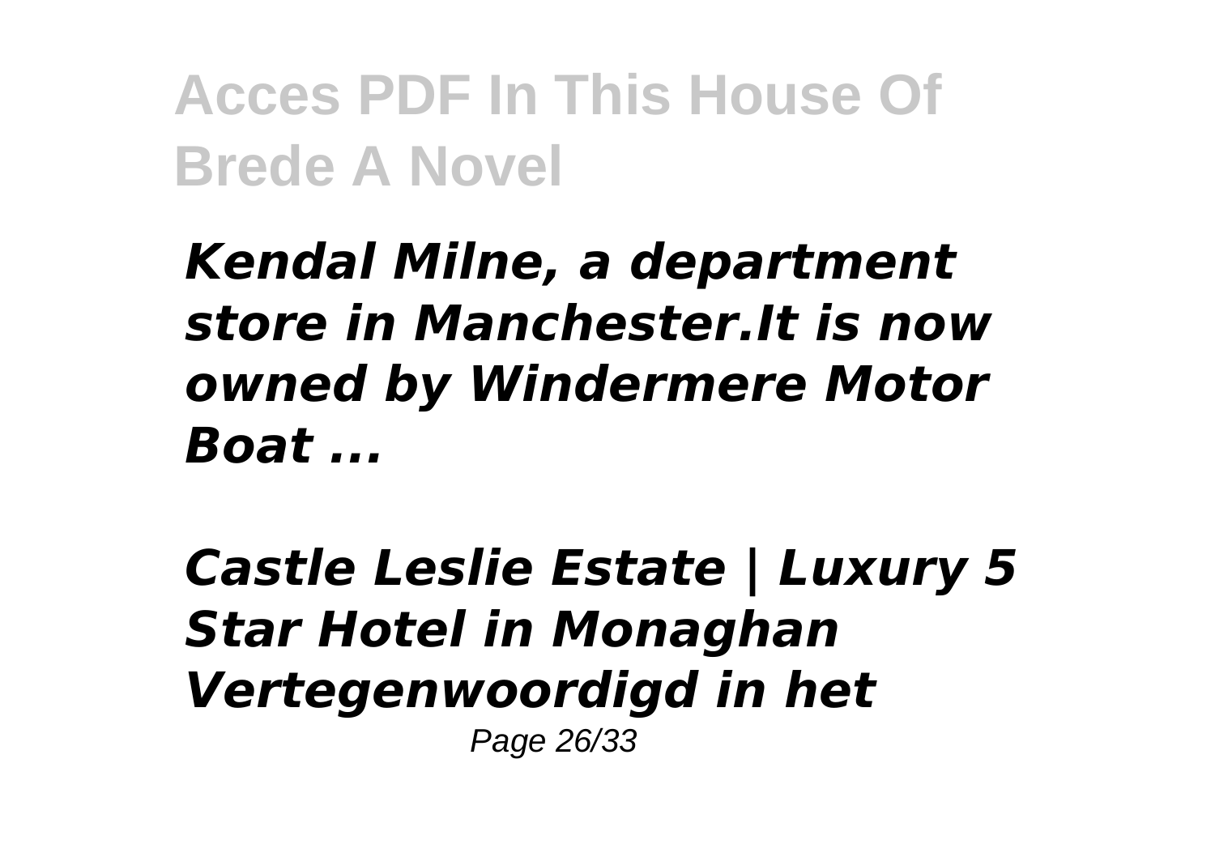***Kendal Milne, a department store in Manchester.It is now owned by Windermere Motor Boat ...***

***Castle Leslie Estate | Luxury 5 Star Hotel in Monaghan Vertegenwoordigd in het***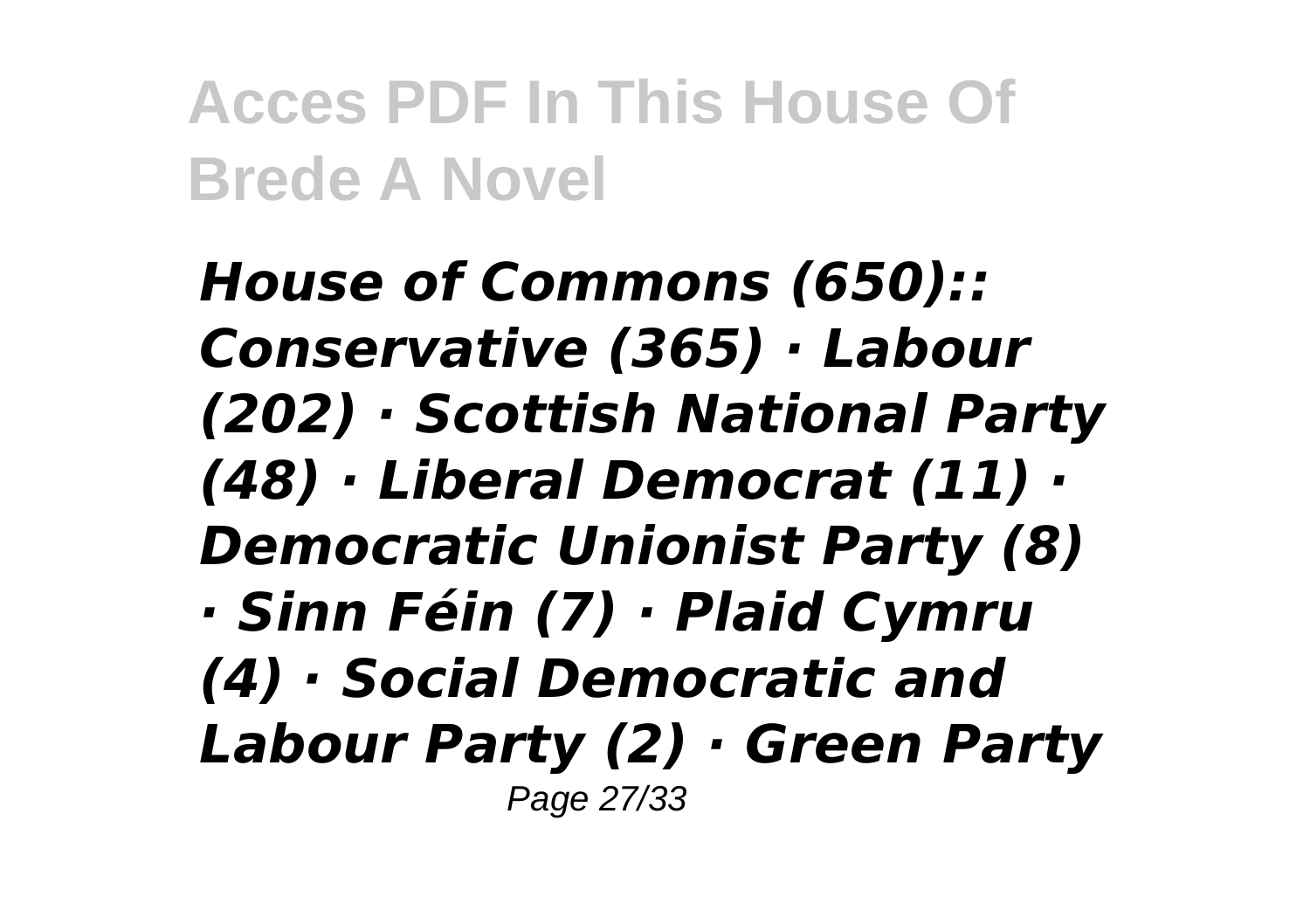***House of Commons (650):: Conservative (365) · Labour (202) · Scottish National Party (48) · Liberal Democrat (11) · Democratic Unionist Party (8) · Sinn Féin (7) · Plaid Cymru (4) · Social Democratic and Labour Party (2) · Green Party***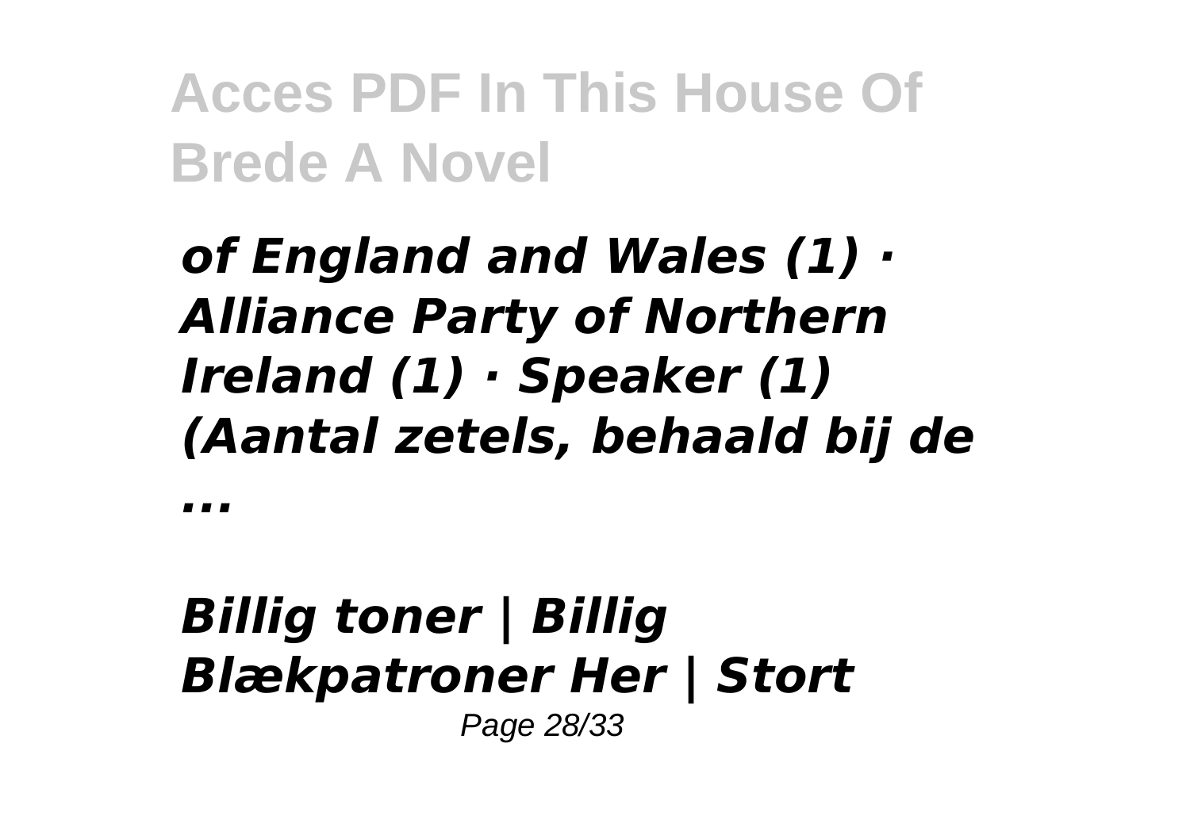***of England and Wales (1) · Alliance Party of Northern Ireland (1) · Speaker (1) (Aantal zetels, behaald bij de ...***

***Billig toner | Billig Blækpatroner Her | Stort***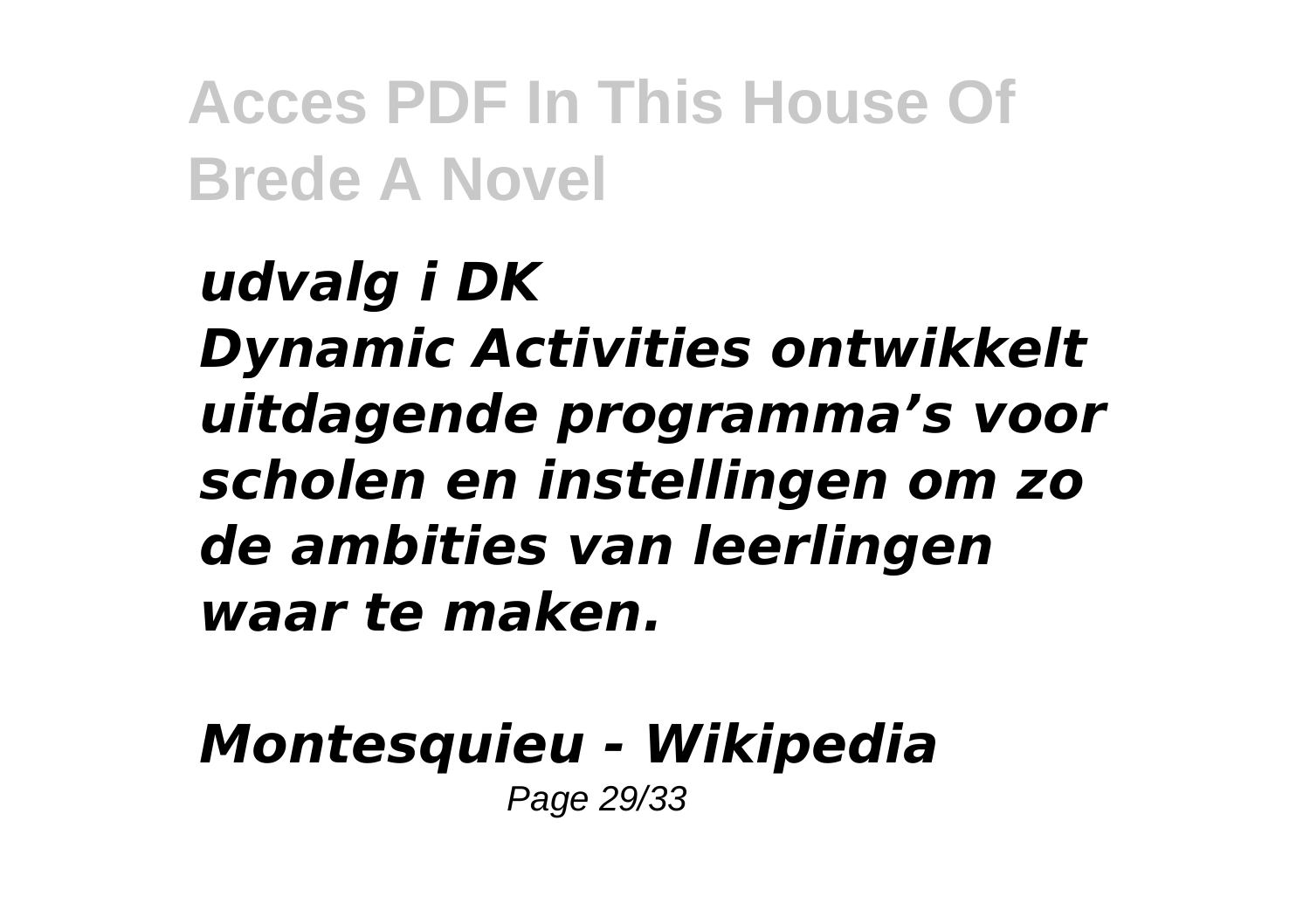*udvalg i DK*
*Dynamic Activities ontwikkelt uitdagende programma's voor scholen en instellingen om zo de ambities van leerlingen waar te maken.*

*Montesquieu - Wikipedia*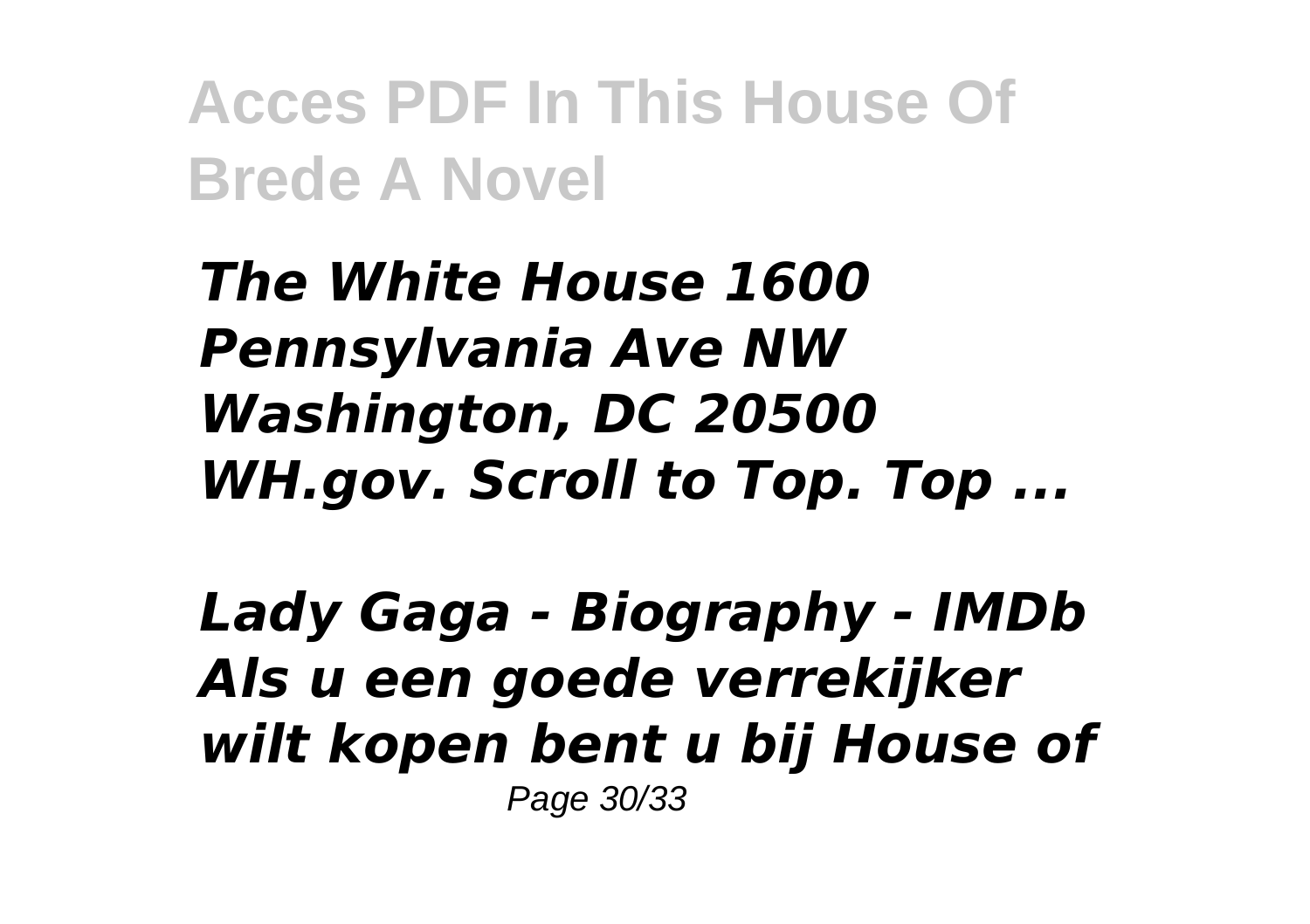***The White House 1600 Pennsylvania Ave NW Washington, DC 20500 WH.gov. Scroll to Top. Top ...***

***Lady Gaga - Biography - IMDb Als u een goede verrekijker wilt kopen bent u bij House of***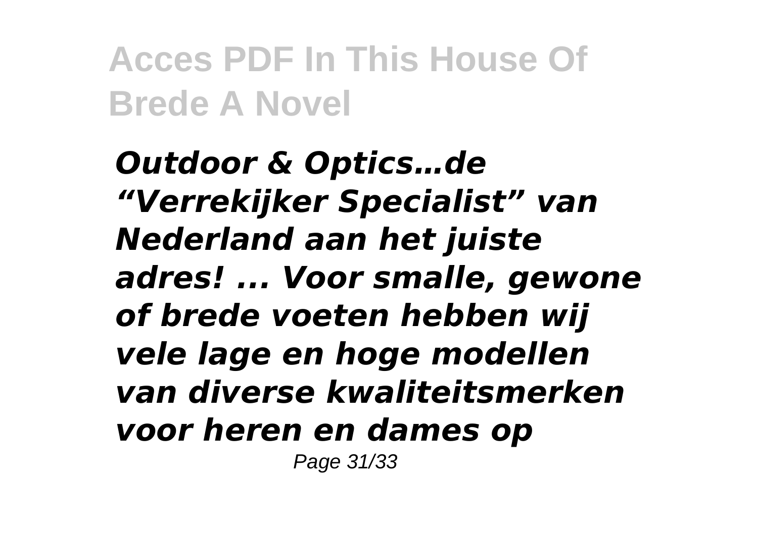*Outdoor & Optics…de “Verrekijker Specialist” van Nederland aan het juiste adres! ... Voor smalle, gewone of brede voeten hebben wij vele lage en hoge modellen van diverse kwaliteitsmerken voor heren en dames op*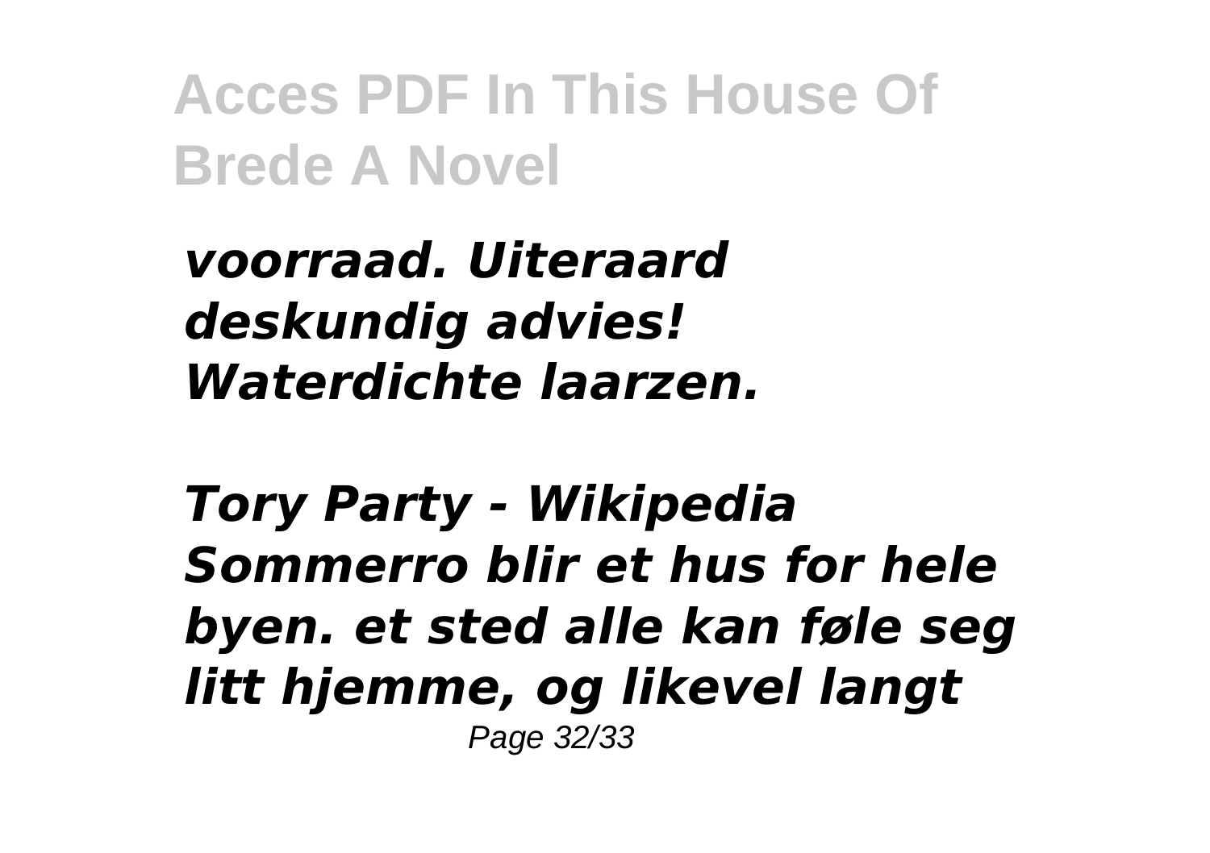*voorraad. Uiteraard deskundig advies! Waterdichte laarzen.*

***Tory Party - Wikipedia***

***Sommerro blir et hus for hele byen. et sted alle kan føle seg litt hjemme, og likevel langt***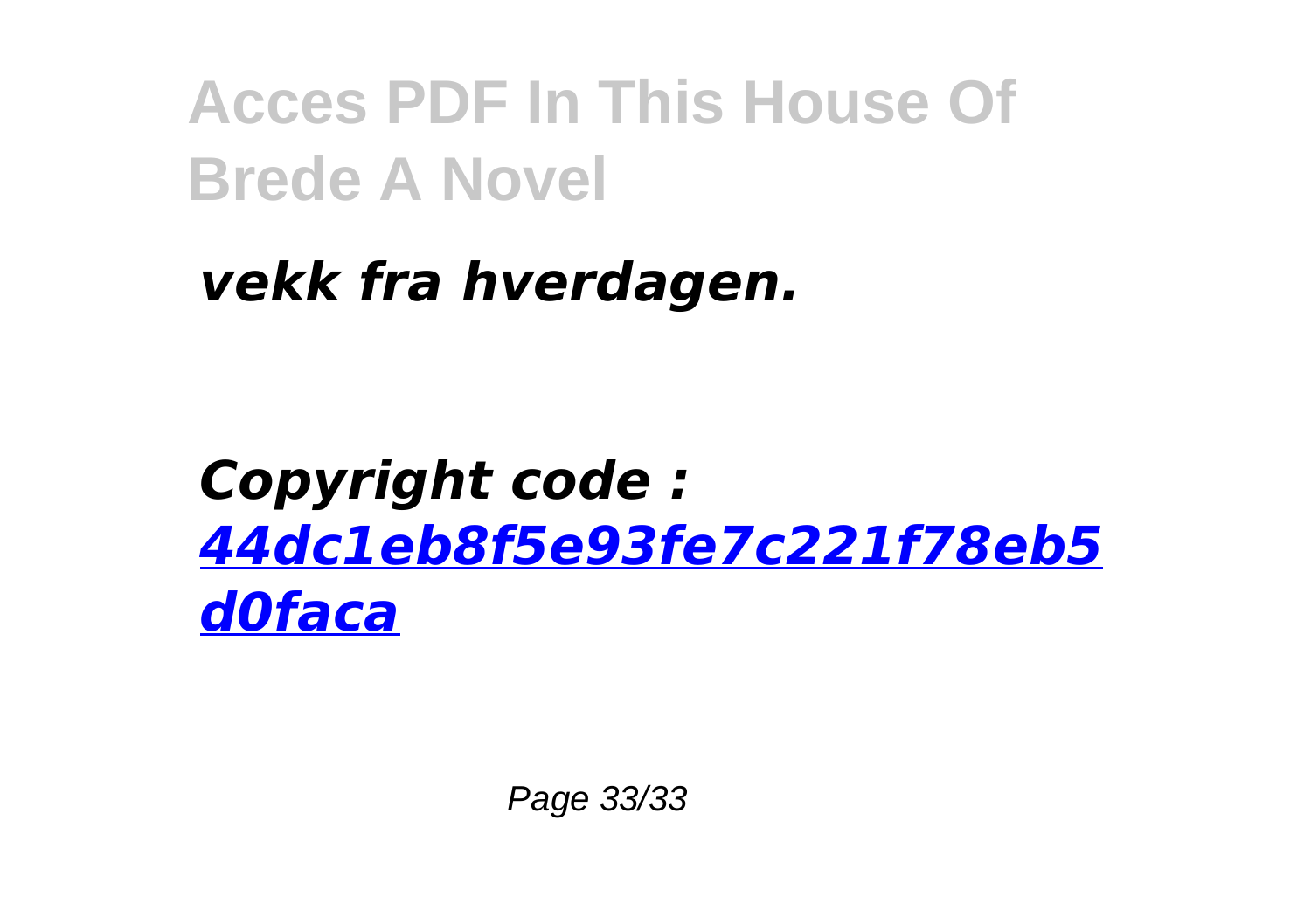***vekk fra hverdagen.***

***Copyright code : 44dc1eb8f5e93fe7c221f78eb5d0faca***